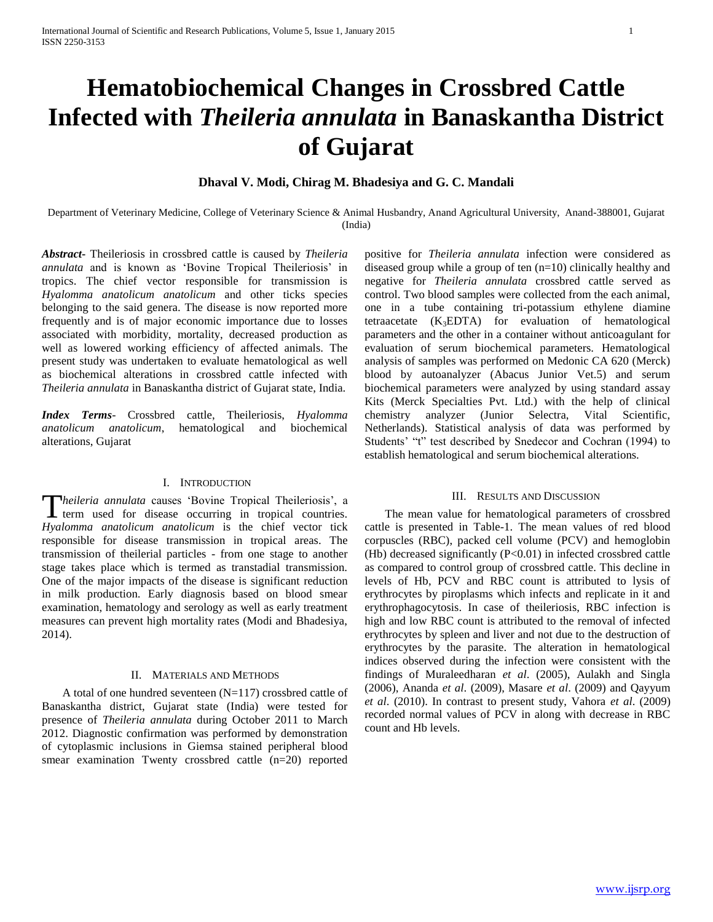# Hematobiochemical Changes in Crossbred Cattle Infected with *Theileria annulata* in Banaskantha District of Gujarat

**Dhaval V. Modi, Chirag M. Bhadesiya and G. C. Mandali**

Department of Veterinary Medicine, College of Veterinary Science & Animal Husbandry, Anand Agricultural University, Anand-388001, Gujarat (India)

***Abstract***- Theileriosis in crossbred cattle is caused by *Theileria annulata* and is known as 'Bovine Tropical Theileriosis' in tropics. The chief vector responsible for transmission is *Hyalomma anatolicum anatolicum* and other ticks species belonging to the said genera. The disease is now reported more frequently and is of major economic importance due to losses associated with morbidity, mortality, decreased production as well as lowered working efficiency of affected animals. The present study was undertaken to evaluate hematological as well as biochemical alterations in crossbred cattle infected with *Theileria annulata* in Banaskantha district of Gujarat state, India.

***Index Terms***- Crossbred cattle, Theileriosis, *Hyalomma anatolicum anatolicum*, hematological and biochemical alterations, Gujarat

## I. Introduction

*Theileria annulata* causes 'Bovine Tropical Theileriosis', a term used for disease occurring in tropical countries. *Hyalomma anatolicum anatolicum* is the chief vector tick responsible for disease transmission in tropical areas. The transmission of theilerial particles - from one stage to another stage takes place which is termed as transtadial transmission. One of the major impacts of the disease is significant reduction in milk production. Early diagnosis based on blood smear examination, hematology and serology as well as early treatment measures can prevent high mortality rates (Modi and Bhadesiya, 2014).

## II. Materials and Methods

A total of one hundred seventeen (N=117) crossbred cattle of Banaskantha district, Gujarat state (India) were tested for presence of *Theileria annulata* during October 2011 to March 2012. Diagnostic confirmation was performed by demonstration of cytoplasmic inclusions in Giemsa stained peripheral blood smear examination Twenty crossbred cattle (n=20) reported positive for *Theileria annulata* infection were considered as diseased group while a group of ten (n=10) clinically healthy and negative for *Theileria annulata* crossbred cattle served as control. Two blood samples were collected from the each animal, one in a tube containing tri-potassium ethylene diamine tetraacetate ($K_3$EDTA) for evaluation of hematological parameters and the other in a container without anticoagulant for evaluation of serum biochemical parameters. Hematological analysis of samples was performed on Medonic CA 620 (Merck) blood by autoanalyzer (Abacus Junior Vet.5) and serum biochemical parameters were analyzed by using standard assay Kits (Merck Specialties Pvt. Ltd.) with the help of clinical chemistry analyzer (Junior Selectra, Vital Scientific, Netherlands). Statistical analysis of data was performed by Students' "t" test described by Snedecor and Cochran (1994) to establish hematological and serum biochemical alterations.

## III. Results and Discussion

The mean value for hematological parameters of crossbred cattle is presented in Table-1. The mean values of red blood corpuscles (RBC), packed cell volume (PCV) and hemoglobin (Hb) decreased significantly ($P<0.01$) in infected crossbred cattle as compared to control group of crossbred cattle. This decline in levels of Hb, PCV and RBC count is attributed to lysis of erythrocytes by piroplasms which infects and replicate in it and erythrophagocytosis. In case of theileriosis, RBC infection is high and low RBC count is attributed to the removal of infected erythrocytes by spleen and liver and not due to the destruction of erythrocytes by the parasite. The alteration in hematological indices observed during the infection were consistent with the findings of Muraleedharan *et al*. (2005), Aulakh and Singla (2006), Ananda *et al*. (2009), Masare *et al*. (2009) and Qayyum *et al*. (2010). In contrast to present study, Vahora *et al*. (2009) recorded normal values of PCV in along with decrease in RBC count and Hb levels.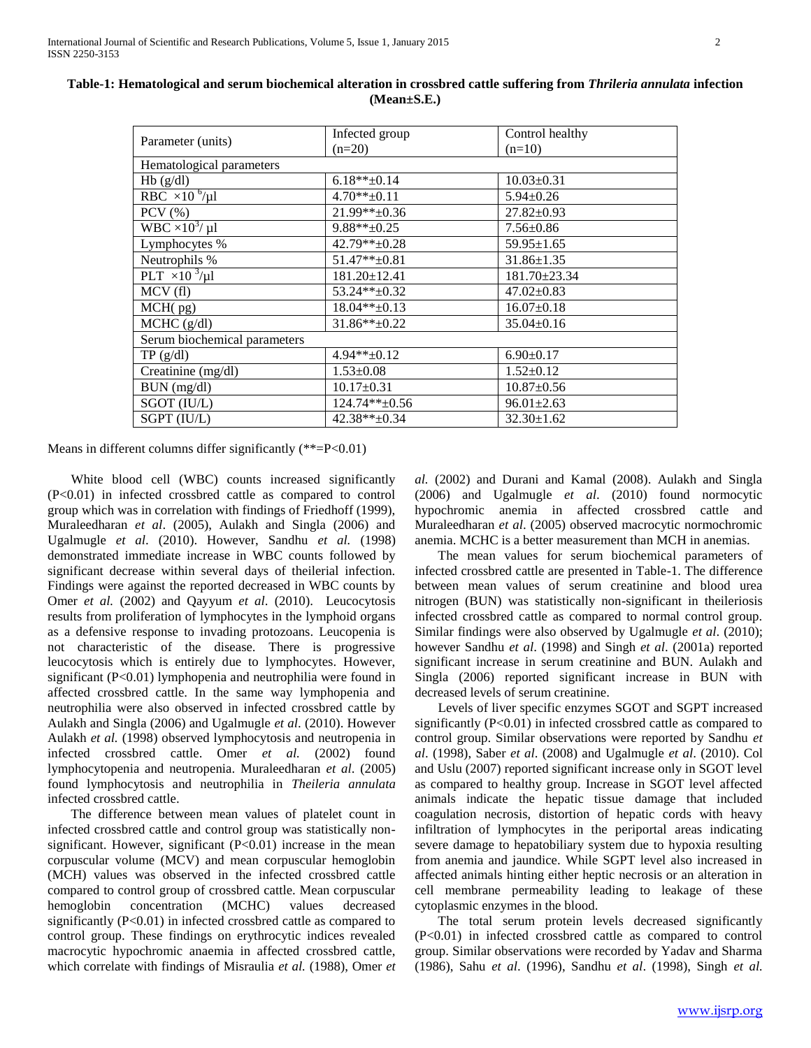**Table-1: Hematological and serum biochemical alteration in crossbred cattle suffering from *Thrileria annulata* infection (Mean±S.E.)**

| Parameter (units) | Infected group (n=20) | Control healthy (n=10) |
|---|---|---|
| Hematological parameters | | |
| Hb (g/dl) | 6.18**±0.14 | 10.03±0.31 |
| RBC $\times 10^6$/µl | 4.70**±0.11 | 5.94±0.26 |
| PCV (%) | 21.99**±0.36 | 27.82±0.93 |
| WBC $\times 10^3$/ µl | 9.88**±0.25 | 7.56±0.86 |
| Lymphocytes % | 42.79**±0.28 | 59.95±1.65 |
| Neutrophils % | 51.47**±0.81 | 31.86±1.35 |
| PLT $\times 10^3$/µl | 181.20±12.41 | 181.70±23.34 |
| MCV (fl) | 53.24**±0.32 | 47.02±0.83 |
| MCH( pg) | 18.04**±0.13 | 16.07±0.18 |
| MCHC (g/dl) | 31.86**±0.22 | 35.04±0.16 |
| Serum biochemical parameters | | |
| TP (g/dl) | 4.94**±0.12 | 6.90±0.17 |
| Creatinine (mg/dl) | 1.53±0.08 | 1.52±0.12 |
| BUN (mg/dl) | 10.17±0.31 | 10.87±0.56 |
| SGOT (IU/L) | 124.74**±0.56 | 96.01±2.63 |
| SGPT (IU/L) | 42.38**±0.34 | 32.30±1.62 |

Means in different columns differ significantly (**=P<0.01)

White blood cell (WBC) counts increased significantly (P<0.01) in infected crossbred cattle as compared to control group which was in correlation with findings of Friedhoff (1999), Muraleedharan *et al*. (2005), Aulakh and Singla (2006) and Ugalmugle *et al*. (2010). However, Sandhu *et al.* (1998) demonstrated immediate increase in WBC counts followed by significant decrease within several days of theilerial infection. Findings were against the reported decreased in WBC counts by Omer *et al.* (2002) and Qayyum *et al*. (2010). Leucocytosis results from proliferation of lymphocytes in the lymphoid organs as a defensive response to invading protozoans. Leucopenia is not characteristic of the disease. There is progressive leucocytosis which is entirely due to lymphocytes. However, significant (P<0.01) lymphopenia and neutrophilia were found in affected crossbred cattle. In the same way lymphopenia and neutrophilia were also observed in infected crossbred cattle by Aulakh and Singla (2006) and Ugalmugle *et al*. (2010). However Aulakh *et al.* (1998) observed lymphocytosis and neutropenia in infected crossbred cattle. Omer *et al.* (2002) found lymphocytopenia and neutropenia. Muraleedharan *et al*. (2005) found lymphocytosis and neutrophilia in *Theileria annulata* infected crossbred cattle.

The difference between mean values of platelet count in infected crossbred cattle and control group was statistically non-significant. However, significant (P<0.01) increase in the mean corpuscular volume (MCV) and mean corpuscular hemoglobin (MCH) values was observed in the infected crossbred cattle compared to control group of crossbred cattle. Mean corpuscular hemoglobin concentration (MCHC) values decreased significantly (P<0.01) in infected crossbred cattle as compared to control group. These findings on erythrocytic indices revealed macrocytic hypochromic anaemia in affected crossbred cattle, which correlate with findings of Misraulia *et al.* (1988), Omer *et al.* (2002) and Durani and Kamal (2008). Aulakh and Singla (2006) and Ugalmugle *et al*. (2010) found normocytic hypochromic anemia in affected crossbred cattle and Muraleedharan *et al*. (2005) observed macrocytic normochromic anemia. MCHC is a better measurement than MCH in anemias.

The mean values for serum biochemical parameters of infected crossbred cattle are presented in Table-1. The difference between mean values of serum creatinine and blood urea nitrogen (BUN) was statistically non-significant in theileriosis infected crossbred cattle as compared to normal control group. Similar findings were also observed by Ugalmugle *et al*. (2010); however Sandhu *et al*. (1998) and Singh *et al*. (2001a) reported significant increase in serum creatinine and BUN. Aulakh and Singla (2006) reported significant increase in BUN with decreased levels of serum creatinine.

Levels of liver specific enzymes SGOT and SGPT increased significantly (P<0.01) in infected crossbred cattle as compared to control group. Similar observations were reported by Sandhu *et al*. (1998), Saber *et al*. (2008) and Ugalmugle *et al*. (2010). Col and Uslu (2007) reported significant increase only in SGOT level as compared to healthy group. Increase in SGOT level affected animals indicate the hepatic tissue damage that included coagulation necrosis, distortion of hepatic cords with heavy infiltration of lymphocytes in the periportal areas indicating severe damage to hepatobiliary system due to hypoxia resulting from anemia and jaundice. While SGPT level also increased in affected animals hinting either heptic necrosis or an alteration in cell membrane permeability leading to leakage of these cytoplasmic enzymes in the blood.

The total serum protein levels decreased significantly (P<0.01) in infected crossbred cattle as compared to control group. Similar observations were recorded by Yadav and Sharma (1986), Sahu *et al*. (1996), Sandhu *et al*. (1998), Singh *et al.*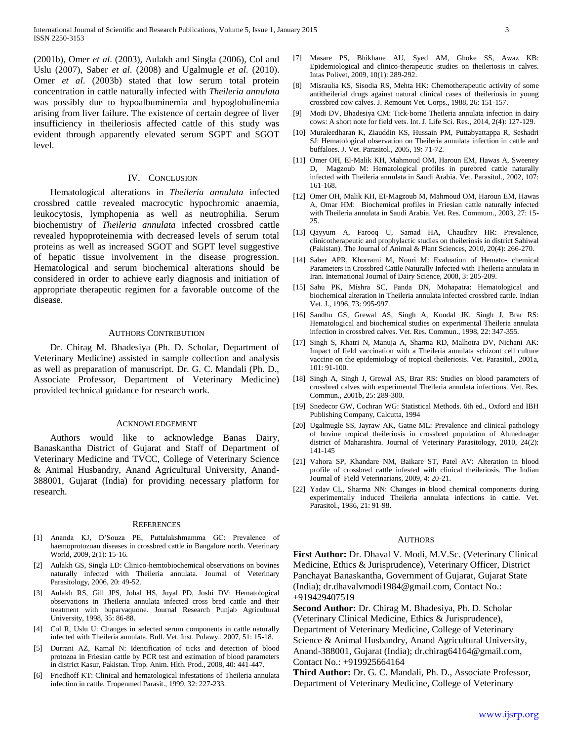(2001b), Omer *et al*. (2003), Aulakh and Singla (2006), Col and Uslu (2007), Saber *et al*. (2008) and Ugalmugle *et al*. (2010). Omer *et al*. (2003b) stated that low serum total protein concentration in cattle naturally infected with *Theileria annulata* was possibly due to hypoalbuminemia and hypoglobulinemia arising from liver failure. The existence of certain degree of liver insufficiency in theileriosis affected cattle of this study was evident through apparently elevated serum SGPT and SGOT level.

## IV. Conclusion

Hematological alterations in *Theileria annulata* infected crossbred cattle revealed macrocytic hypochromic anaemia, leukocytosis, lymphopenia as well as neutrophilia. Serum biochemistry of *Theileria annulata* infected crossbred cattle revealed hypoproteinemia with decreased levels of serum total proteins as well as increased SGOT and SGPT level suggestive of hepatic tissue involvement in the disease progression. Hematological and serum biochemical alterations should be considered in order to achieve early diagnosis and initiation of appropriate therapeutic regimen for a favorable outcome of the disease.

## Authors Contribution

Dr. Chirag M. Bhadesiya (Ph. D. Scholar, Department of Veterinary Medicine) assisted in sample collection and analysis as well as preparation of manuscript. Dr. G. C. Mandali (Ph. D., Associate Professor, Department of Veterinary Medicine) provided technical guidance for research work.

## Acknowledgement

Authors would like to acknowledge Banas Dairy, Banaskantha District of Gujarat and Staff of Department of Veterinary Medicine and TVCC, College of Veterinary Science & Animal Husbandry, Anand Agricultural University, Anand-388001, Gujarat (India) for providing necessary platform for research.

## References

[1] Ananda KJ, D'Souza PE, Puttalakshmamma GC: Prevalence of haemoprotozoan diseases in crossbred cattle in Bangalore north. Veterinary World, 2009, 2(1): 15-16.

[2] Aulakh GS, Singla LD: Clinico-hemtobiochemical observations on bovines naturally infected with Theileria annulata. Journal of Veterinary Parasitology, 2006, 20: 49-52.

[3] Aulakh RS, Gill JPS, Johal HS, Juyal PD, Joshi DV: Hematological observations in Theileria annulata infected cross bred cattle and their treatment with buparvaquone. Journal Research Punjab Agricultural University, 1998, 35: 86-88.

[4] Col R, Uslu U: Changes in selected serum components in cattle naturally infected with Theileria annulata. Bull. Vet. Inst. Pulawy., 2007, 51: 15-18.

[5] Durrani AZ, Kamal N: Identification of ticks and detection of blood protozoa in Friesian cattle by PCR test and estimation of blood parameters in district Kasur, Pakistan. Trop. Anim. Hlth. Prod., 2008, 40: 441-447.

[6] Friedhoff KT: Clinical and hematological infestations of Theileria annulata infection in cattle. Tropenmed Parasit., 1999, 32: 227-233.

[7] Masare PS, Bhikhane AU, Syed AM, Ghoke SS, Awaz KB: Epidemiological and clinico-therapeutic studies on theileriosis in calves. Intas Polivet, 2009, 10(1): 289-292.

[8] Misraulia KS, Sisodia RS, Mehta HK: Chemotherapeutic activity of some antitheilerial drugs against natural clinical cases of theileriosis in young crossbred cow calves. J. Remount Vet. Corps., 1988, 26: 151-157.

[9] Modi DV, Bhadesiya CM: Tick-borne Theileria annulata infection in dairy cows: A short note for field vets. Int. J. Life Sci. Res., 2014, 2(4): 127-129.

[10] Muraleedharan K, Ziauddin KS, Hussain PM, Puttabyattappa R, Seshadri SJ: Hematological observation on Theileria annulata infection in cattle and buffaloes. J. Vet. Parasitol., 2005, 19: 71-72.

[11] Omer OH, El-Malik KH, Mahmoud OM, Haroun EM, Hawas A, Sweeney D, Magzoub M: Hematological profiles in purebred cattle naturally infected with Theileria annulata in Saudi Arabia. Vet. Parasitol., 2002, 107: 161-168.

[12] Omer OH, Malik KH, EI-Magzoub M, Mahmoud OM, Haroun EM, Hawas A, Omar HM: Biochemical profiles in Friesian cattle naturally infected with Theileria annulata in Saudi Arabia. Vet. Res. Commum., 2003, 27: 15-25.

[13] Qayyum A, Farooq U, Samad HA, Chaudhry HR: Prevalence, clinicotherapeutic and prophylactic studies on theileriosis in district Sahiwal (Pakistan). The Journal of Animal & Plant Sciences, 2010, 20(4): 266-270.

[14] Saber APR, Khorrami M, Nouri M: Evaluation of Hemato- chemical Parameters in Crossbred Cattle Naturally Infected with Theileria annulata in Iran. International Journal of Dairy Science, 2008, 3: 205-209.

[15] Sahu PK, Mishra SC, Panda DN, Mohapatra: Hematological and biochemical alteration in Theileria annulata infected crossbred cattle. Indian Vet. J., 1996, 73: 995-997.

[16] Sandhu GS, Grewal AS, Singh A, Kondal JK, Singh J, Brar RS: Hematological and biochemical studies on experimental Theileria annulata infection in crossbred calves. Vet. Res. Commun., 1998, 22: 347-355.

[17] Singh S, Khatri N, Manuja A, Sharma RD, Malhotra DV, Nichani AK: Impact of field vaccination with a Theileria annulata schizont cell culture vaccine on the epidemiology of tropical theileriosis. Vet. Parasitol., 2001a, 101: 91-100.

[18] Singh A, Singh J, Grewal AS, Brar RS: Studies on blood parameters of crossbred calves with experimental Theileria annulata infections. Vet. Res. Commun., 2001b, 25: 289-300.

[19] Snedecor GW, Cochran WG: Statistical Methods. 6th ed., Oxford and IBH Publishing Company, Calcutta, 1994

[20] Ugalmugle SS, Jayraw AK, Gatne ML: Prevalence and clinical pathology of bovine tropical theileriosis in crossbred population of Ahmednagar district of Maharashtra. Journal of Veterinary Parasitology, 2010, 24(2): 141-145

[21] Vahora SP, Khandare NM, Baikare ST, Patel AV: Alteration in blood profile of crossbred cattle infested with clinical theileriosis. The Indian Journal of Field Veterinarians, 2009, 4: 20-21.

[22] Yadav CL, Sharma NN: Changes in blood chemical components during experimentally induced Theileria annulata infections in cattle. Vet. Parasitol., 1986, 21: 91-98.

## Authors

**First Author:** Dr. Dhaval V. Modi, M.V.Sc. (Veterinary Clinical Medicine, Ethics & Jurisprudence), Veterinary Officer, District Panchayat Banaskantha, Government of Gujarat, Gujarat State (India); dr.dhavalvmodi1984@gmail.com, Contact No.: +919429407519

**Second Author:** Dr. Chirag M. Bhadesiya, Ph. D. Scholar (Veterinary Clinical Medicine, Ethics & Jurisprudence), Department of Veterinary Medicine, College of Veterinary Science & Animal Husbandry, Anand Agricultural University, Anand-388001, Gujarat (India); dr.chirag64164@gmail.com, Contact No.: +919925664164

**Third Author:** Dr. G. C. Mandali, Ph. D., Associate Professor, Department of Veterinary Medicine, College of Veterinary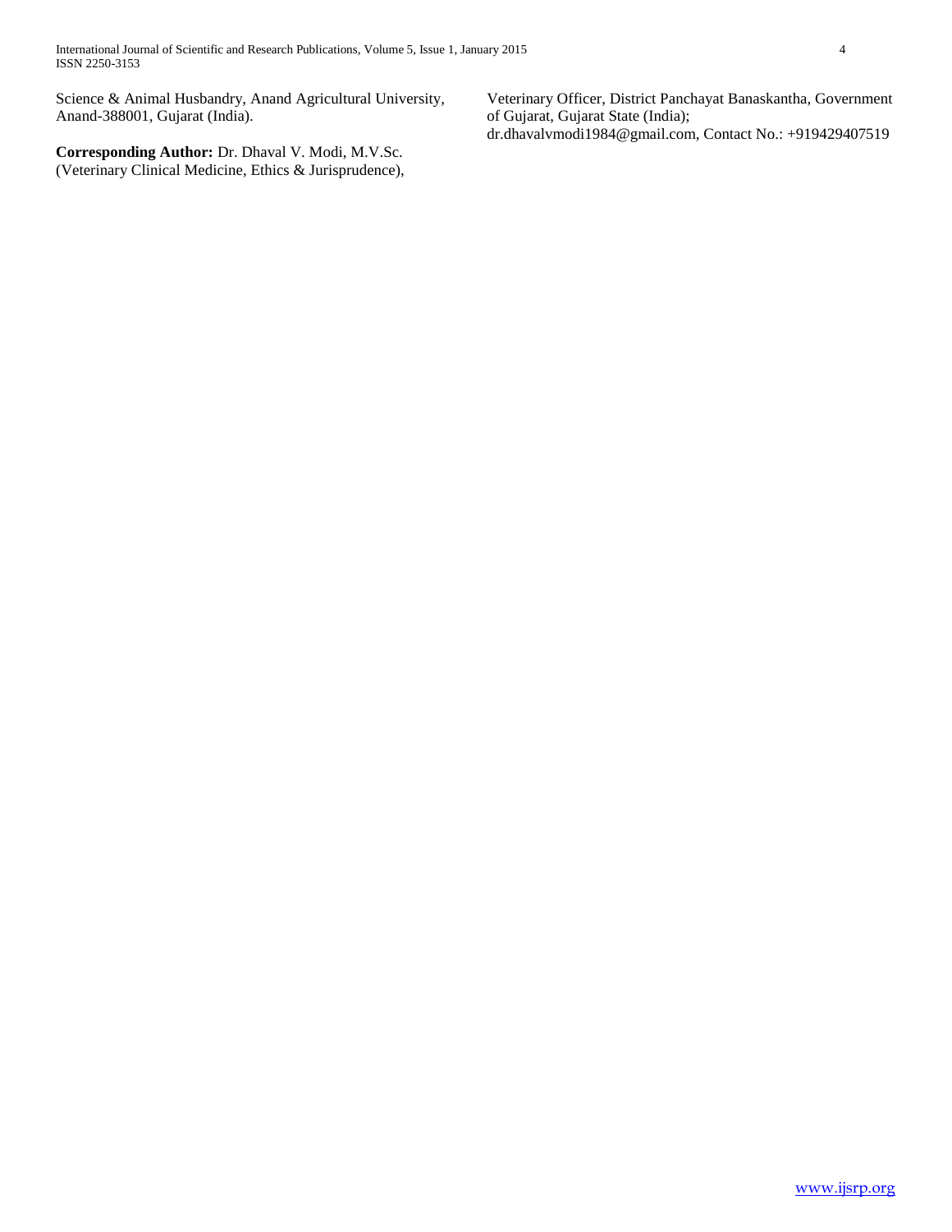Science & Animal Husbandry, Anand Agricultural University, Anand-388001, Gujarat (India).

**Corresponding Author:** Dr. Dhaval V. Modi, M.V.Sc. (Veterinary Clinical Medicine, Ethics & Jurisprudence), Veterinary Officer, District Panchayat Banaskantha, Government of Gujarat, Gujarat State (India); dr.dhavalvmodi1984@gmail.com, Contact No.: +919429407519